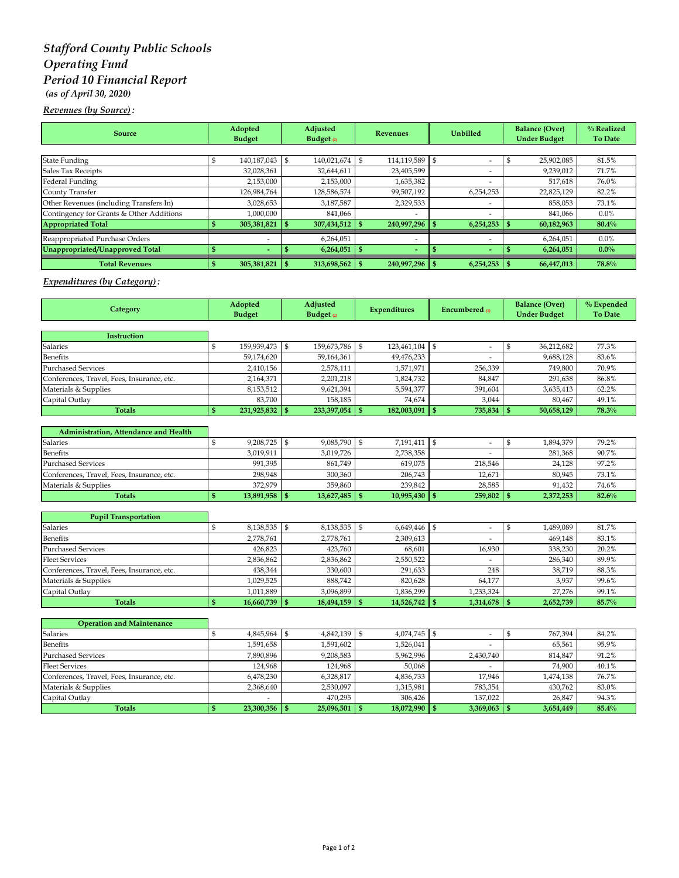# *Stafford County Public Schools*
# *Operating Fund*
# *Period 10 Financial Report*

***(as of April 30, 2020)***

***Revenues (by Source):***

| Source | Adopted Budget | Adjusted Budget (2) | Revenues | Unbilled | Balance (Over) Under Budget | % Realized To Date |
|---|---|---|---|---|---|---|
| State Funding | $ 140,187,043 | $ 140,021,674 | $ 114,119,589 | $ - | $ 25,902,085 | 81.5% |
| Sales Tax Receipts | 32,028,361 | 32,644,611 | 23,405,599 | - | 9,239,012 | 71.7% |
| Federal Funding | 2,153,000 | 2,153,000 | 1,635,382 | - | 517,618 | 76.0% |
| County Transfer | 126,984,764 | 128,586,574 | 99,507,192 | 6,254,253 | 22,825,129 | 82.2% |
| Other Revenues (including Transfers In) | 3,028,653 | 3,187,587 | 2,329,533 | - | 858,053 | 73.1% |
| Contingency for Grants & Other Additions | 1,000,000 | 841,066 | - | - | 841,066 | 0.0% |
| **Appropriated Total** | **$ 305,381,821** | **$ 307,434,512** | **$ 240,997,296** | **$ 6,254,253** | **$ 60,182,963** | **80.4%** |
| Reappropriated Purchase Orders | - | 6,264,051 | - | - | 6,264,051 | 0.0% |
| **Unappropriated/Unapproved Total** | **$ -** | **$ 6,264,051** | **$ -** | **$ -** | **$ 6,264,051** | **0.0%** |
| **Total Revenues** | **$ 305,381,821** | **$ 313,698,562** | **$ 240,997,296** | **$ 6,254,253** | **$ 66,447,013** | **78.8%** |

***Expenditures (by Category):***

| Category | Adopted Budget | Adjusted Budget (2) | Expenditures | Encumbered (1) | Balance (Over) Under Budget | % Expended To Date |
|---|---|---|---|---|---|---|
| **Instruction** | | | | | | |
| Salaries | $ 159,939,473 | $ 159,673,786 | $ 123,461,104 | $ - | $ 36,212,682 | 77.3% |
| Benefits | 59,174,620 | 59,164,361 | 49,476,233 | - | 9,688,128 | 83.6% |
| Purchased Services | 2,410,156 | 2,578,111 | 1,571,971 | 256,339 | 749,800 | 70.9% |
| Conferences, Travel, Fees, Insurance, etc. | 2,164,371 | 2,201,218 | 1,824,732 | 84,847 | 291,638 | 86.8% |
| Materials & Supplies | 8,153,512 | 9,621,394 | 5,594,377 | 391,604 | 3,635,413 | 62.2% |
| Capital Outlay | 83,700 | 158,185 | 74,674 | 3,044 | 80,467 | 49.1% |
| **Totals** | **$ 231,925,832** | **$ 233,397,054** | **$ 182,003,091** | **$ 735,834** | **$ 50,658,129** | **78.3%** |
| **Administration, Attendance and Health** | | | | | | |
| Salaries | $ 9,208,725 | $ 9,085,790 | $ 7,191,411 | $ - | $ 1,894,379 | 79.2% |
| Benefits | 3,019,911 | 3,019,726 | 2,738,358 | - | 281,368 | 90.7% |
| Purchased Services | 991,395 | 861,749 | 619,075 | 218,546 | 24,128 | 97.2% |
| Conferences, Travel, Fees, Insurance, etc. | 298,948 | 300,360 | 206,743 | 12,671 | 80,945 | 73.1% |
| Materials & Supplies | 372,979 | 359,860 | 239,842 | 28,585 | 91,432 | 74.6% |
| **Totals** | **$ 13,891,958** | **$ 13,627,485** | **$ 10,995,430** | **$ 259,802** | **$ 2,372,253** | **82.6%** |
| **Pupil Transportation** | | | | | | |
| Salaries | $ 8,138,535 | $ 8,138,535 | $ 6,649,446 | $ - | $ 1,489,089 | 81.7% |
| Benefits | 2,778,761 | 2,778,761 | 2,309,613 | - | 469,148 | 83.1% |
| Purchased Services | 426,823 | 423,760 | 68,601 | 16,930 | 338,230 | 20.2% |
| Fleet Services | 2,836,862 | 2,836,862 | 2,550,522 | - | 286,340 | 89.9% |
| Conferences, Travel, Fees, Insurance, etc. | 438,344 | 330,600 | 291,633 | 248 | 38,719 | 88.3% |
| Materials & Supplies | 1,029,525 | 888,742 | 820,628 | 64,177 | 3,937 | 99.6% |
| Capital Outlay | 1,011,889 | 3,096,899 | 1,836,299 | 1,233,324 | 27,276 | 99.1% |
| **Totals** | **$ 16,660,739** | **$ 18,494,159** | **$ 14,526,742** | **$ 1,314,678** | **$ 2,652,739** | **85.7%** |
| **Operation and Maintenance** | | | | | | |
| Salaries | $ 4,845,964 | $ 4,842,139 | $ 4,074,745 | $ - | $ 767,394 | 84.2% |
| Benefits | 1,591,658 | 1,591,602 | 1,526,041 | - | 65,561 | 95.9% |
| Purchased Services | 7,890,896 | 9,208,583 | 5,962,996 | 2,430,740 | 814,847 | 91.2% |
| Fleet Services | 124,968 | 124,968 | 50,068 | - | 74,900 | 40.1% |
| Conferences, Travel, Fees, Insurance, etc. | 6,478,230 | 6,328,817 | 4,836,733 | 17,946 | 1,474,138 | 76.7% |
| Materials & Supplies | 2,368,640 | 2,530,097 | 1,315,981 | 783,354 | 430,762 | 83.0% |
| Capital Outlay | - | 470,295 | 306,426 | 137,022 | 26,847 | 94.3% |
| **Totals** | **$ 23,300,356** | **$ 25,096,501** | **$ 18,072,990** | **$ 3,369,063** | **$ 3,654,449** | **85.4%** |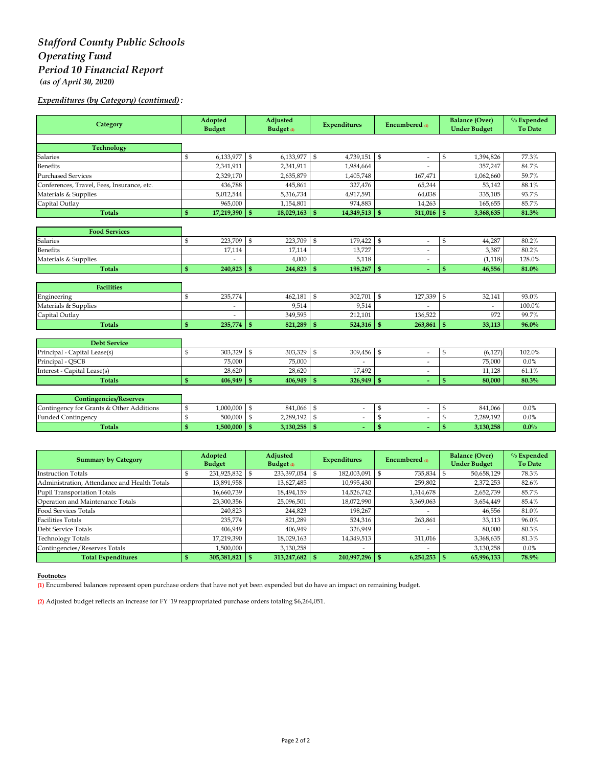# *Stafford County Public Schools*
# *Operating Fund*
# *Period 10 Financial Report*
***(as of April 30, 2020)***

***Expenditures (by Category) (continued):***

| Category | Adopted Budget | Adjusted Budget (2) | Expenditures | Encumbered (1) | Balance (Over) Under Budget | % Expended To Date |
|---|---|---|---|---|---|---|
| **Technology** | | | | | | |
| Salaries | $ 6,133,977 | $ 6,133,977 | $ 4,739,151 | $ - | $ 1,394,826 | 77.3% |
| Benefits | 2,341,911 | 2,341,911 | 1,984,664 | - | 357,247 | 84.7% |
| Purchased Services | 2,329,170 | 2,635,879 | 1,405,748 | 167,471 | 1,062,660 | 59.7% |
| Conferences, Travel, Fees, Insurance, etc. | 436,788 | 445,861 | 327,476 | 65,244 | 53,142 | 88.1% |
| Materials & Supplies | 5,012,544 | 5,316,734 | 4,917,591 | 64,038 | 335,105 | 93.7% |
| Capital Outlay | 965,000 | 1,154,801 | 974,883 | 14,263 | 165,655 | 85.7% |
| **Totals** | **$ 17,219,390** | **$ 18,029,163** | **$ 14,349,513** | **$ 311,016** | **$ 3,368,635** | **81.3%** |
| **Food Services** | | | | | | |
| Salaries | $ 223,709 | $ 223,709 | $ 179,422 | $ - | $ 44,287 | 80.2% |
| Benefits | 17,114 | 17,114 | 13,727 | - | 3,387 | 80.2% |
| Materials & Supplies | - | 4,000 | 5,118 | - | (1,118) | 128.0% |
| **Totals** | **$ 240,823** | **$ 244,823** | **$ 198,267** | **$ -** | **$ 46,556** | **81.0%** |
| **Facilities** | | | | | | |
| Engineering | $ 235,774 | 462,181 | $ 302,701 | $ 127,339 | $ 32,141 | 93.0% |
| Materials & Supplies | - | 9,514 | 9,514 | - | - | 100.0% |
| Capital Outlay | - | 349,595 | 212,101 | 136,522 | 972 | 99.7% |
| **Totals** | **$ 235,774** | **$ 821,289** | **$ 524,316** | **$ 263,861** | **$ 33,113** | **96.0%** |
| **Debt Service** | | | | | | |
| Principal - Capital Lease(s) | $ 303,329 | $ 303,329 | $ 309,456 | $ - | $ (6,127) | 102.0% |
| Principal - QSCB | 75,000 | 75,000 | - | - | 75,000 | 0.0% |
| Interest - Capital Lease(s) | 28,620 | 28,620 | 17,492 | - | 11,128 | 61.1% |
| **Totals** | **$ 406,949** | **$ 406,949** | **$ 326,949** | **$ -** | **$ 80,000** | **80.3%** |
| **Contingencies/Reserves** | | | | | | |
| Contingency for Grants & Other Additions | $ 1,000,000 | $ 841,066 | $ - | $ - | $ 841,066 | 0.0% |
| Funded Contingency | $ 500,000 | $ 2,289,192 | $ - | $ - | $ 2,289,192 | 0.0% |
| **Totals** | **$ 1,500,000** | **$ 3,130,258** | **$ -** | **$ -** | **$ 3,130,258** | **0.0%** |

| Summary by Category | Adopted Budget | Adjusted Budget (2) | Expenditures | Encumbered (1) | Balance (Over) Under Budget | % Expended To Date |
|---|---|---|---|---|---|---|
| Instruction Totals | $ 231,925,832 | $ 233,397,054 | $ 182,003,091 | $ 735,834 | $ 50,658,129 | 78.3% |
| Administration, Attendance and Health Totals | 13,891,958 | 13,627,485 | 10,995,430 | 259,802 | 2,372,253 | 82.6% |
| Pupil Transportation Totals | 16,660,739 | 18,494,159 | 14,526,742 | 1,314,678 | 2,652,739 | 85.7% |
| Operation and Maintenance Totals | 23,300,356 | 25,096,501 | 18,072,990 | 3,369,063 | 3,654,449 | 85.4% |
| Food Services Totals | 240,823 | 244,823 | 198,267 | - | 46,556 | 81.0% |
| Facilities Totals | 235,774 | 821,289 | 524,316 | 263,861 | 33,113 | 96.0% |
| Debt Service Totals | 406,949 | 406,949 | 326,949 | - | 80,000 | 80.3% |
| Technology Totals | 17,219,390 | 18,029,163 | 14,349,513 | 311,016 | 3,368,635 | 81.3% |
| Contingencies/Reserves Totals | 1,500,000 | 3,130,258 | - | - | 3,130,258 | 0.0% |
| **Total Expenditures** | **$ 305,381,821** | **$ 313,247,682** | **$ 240,997,296** | **$ 6,254,253** | **$ 65,996,133** | **78.9%** |

**Footnotes**

(1) Encumbered balances represent open purchase orders that have not yet been expended but do have an impact on remaining budget.

(2) Adjusted budget reflects an increase for FY '19 reappropriated purchase orders totaling $6,264,051.